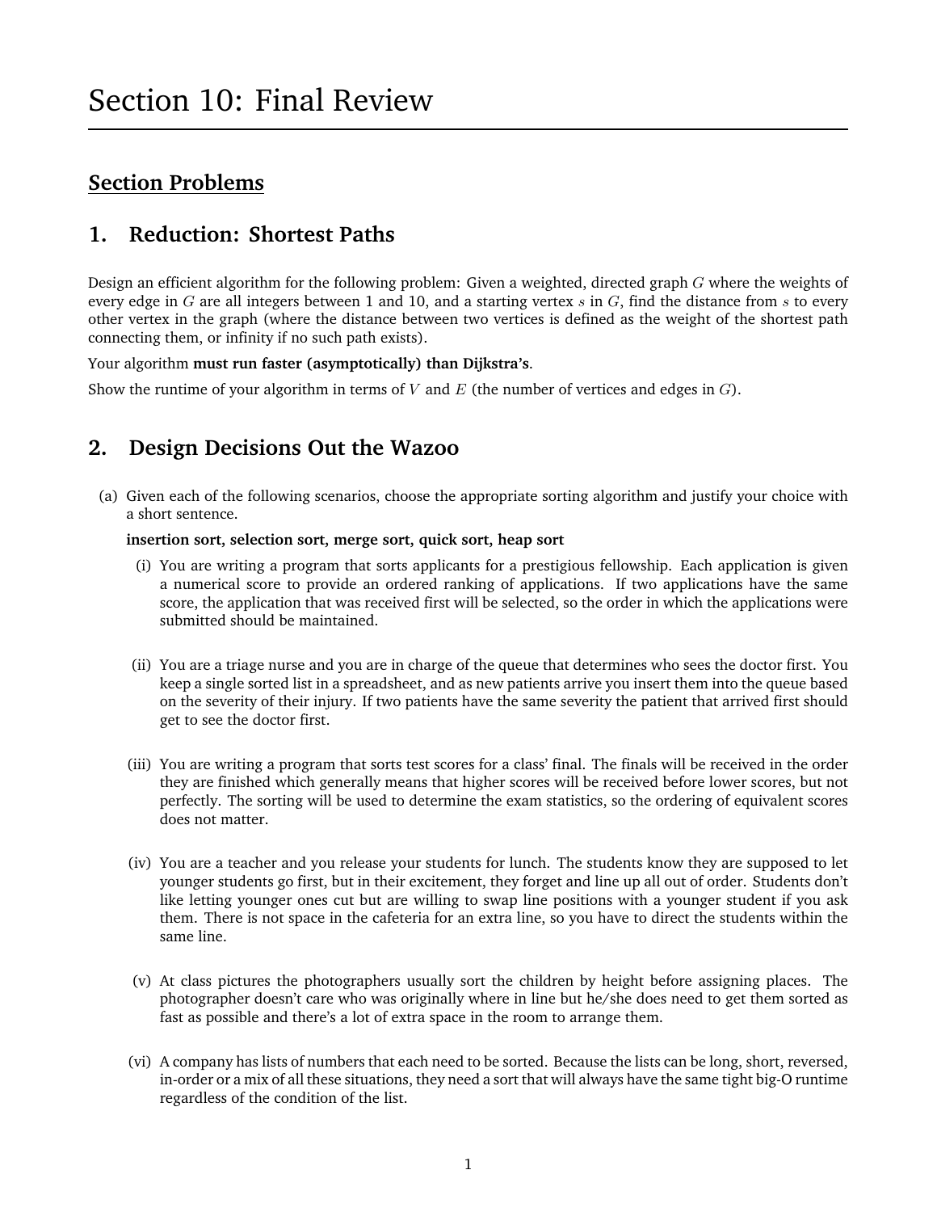# Section 10: Final Review

## Section Problems

## 1. Reduction: Shortest Paths

Design an efficient algorithm for the following problem: Given a weighted, directed graph $G$ where the weights of every edge in $G$ are all integers between 1 and 10, and a starting vertex $s$ in $G$, find the distance from $s$ to every other vertex in the graph (where the distance between two vertices is defined as the weight of the shortest path connecting them, or infinity if no such path exists).

Your algorithm **must run faster (asymptotically) than Dijkstra's**.

Show the runtime of your algorithm in terms of $V$ and $E$ (the number of vertices and edges in $G$).

## 2. Design Decisions Out the Wazoo

(a) Given each of the following scenarios, choose the appropriate sorting algorithm and justify your choice with a short sentence.

**insertion sort, selection sort, merge sort, quick sort, heap sort**

(i) You are writing a program that sorts applicants for a prestigious fellowship. Each application is given a numerical score to provide an ordered ranking of applications. If two applications have the same score, the application that was received first will be selected, so the order in which the applications were submitted should be maintained.

(ii) You are a triage nurse and you are in charge of the queue that determines who sees the doctor first. You keep a single sorted list in a spreadsheet, and as new patients arrive you insert them into the queue based on the severity of their injury. If two patients have the same severity the patient that arrived first should get to see the doctor first.

(iii) You are writing a program that sorts test scores for a class' final. The finals will be received in the order they are finished which generally means that higher scores will be received before lower scores, but not perfectly. The sorting will be used to determine the exam statistics, so the ordering of equivalent scores does not matter.

(iv) You are a teacher and you release your students for lunch. The students know they are supposed to let younger students go first, but in their excitement, they forget and line up all out of order. Students don't like letting younger ones cut but are willing to swap line positions with a younger student if you ask them. There is not space in the cafeteria for an extra line, so you have to direct the students within the same line.

(v) At class pictures the photographers usually sort the children by height before assigning places. The photographer doesn't care who was originally where in line but he/she does need to get them sorted as fast as possible and there's a lot of extra space in the room to arrange them.

(vi) A company has lists of numbers that each need to be sorted. Because the lists can be long, short, reversed, in-order or a mix of all these situations, they need a sort that will always have the same tight big-O runtime regardless of the condition of the list.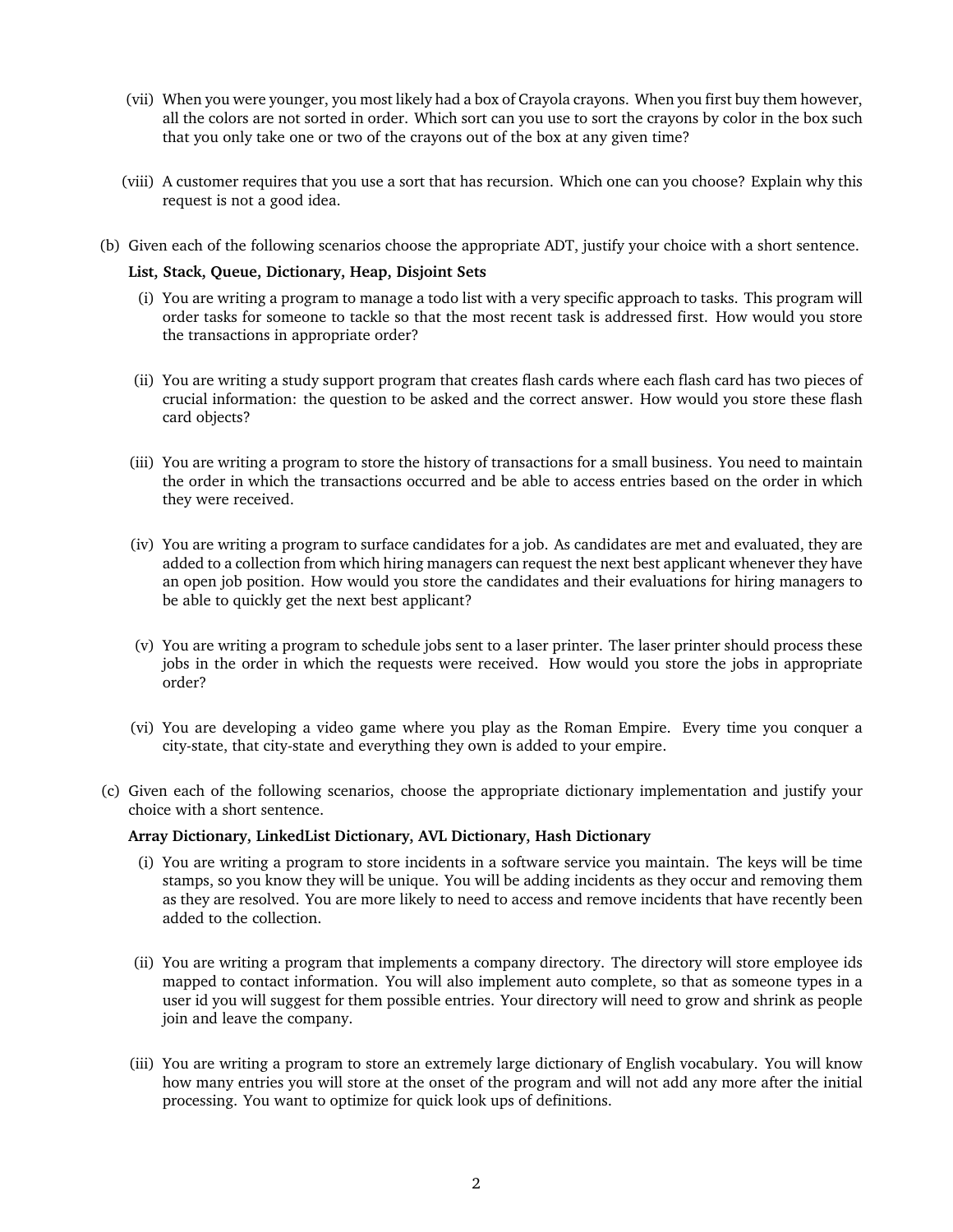(vii) When you were younger, you most likely had a box of Crayola crayons. When you first buy them however, all the colors are not sorted in order. Which sort can you use to sort the crayons by color in the box such that you only take one or two of the crayons out of the box at any given time?

(viii) A customer requires that you use a sort that has recursion. Which one can you choose? Explain why this request is not a good idea.

(b) Given each of the following scenarios choose the appropriate ADT, justify your choice with a short sentence.

**List, Stack, Queue, Dictionary, Heap, Disjoint Sets**

(i) You are writing a program to manage a todo list with a very specific approach to tasks. This program will order tasks for someone to tackle so that the most recent task is addressed first. How would you store the transactions in appropriate order?

(ii) You are writing a study support program that creates flash cards where each flash card has two pieces of crucial information: the question to be asked and the correct answer. How would you store these flash card objects?

(iii) You are writing a program to store the history of transactions for a small business. You need to maintain the order in which the transactions occurred and be able to access entries based on the order in which they were received.

(iv) You are writing a program to surface candidates for a job. As candidates are met and evaluated, they are added to a collection from which hiring managers can request the next best applicant whenever they have an open job position. How would you store the candidates and their evaluations for hiring managers to be able to quickly get the next best applicant?

(v) You are writing a program to schedule jobs sent to a laser printer. The laser printer should process these jobs in the order in which the requests were received. How would you store the jobs in appropriate order?

(vi) You are developing a video game where you play as the Roman Empire. Every time you conquer a city-state, that city-state and everything they own is added to your empire.

(c) Given each of the following scenarios, choose the appropriate dictionary implementation and justify your choice with a short sentence.

**Array Dictionary, LinkedList Dictionary, AVL Dictionary, Hash Dictionary**

(i) You are writing a program to store incidents in a software service you maintain. The keys will be time stamps, so you know they will be unique. You will be adding incidents as they occur and removing them as they are resolved. You are more likely to need to access and remove incidents that have recently been added to the collection.

(ii) You are writing a program that implements a company directory. The directory will store employee ids mapped to contact information. You will also implement auto complete, so that as someone types in a user id you will suggest for them possible entries. Your directory will need to grow and shrink as people join and leave the company.

(iii) You are writing a program to store an extremely large dictionary of English vocabulary. You will know how many entries you will store at the onset of the program and will not add any more after the initial processing. You want to optimize for quick look ups of definitions.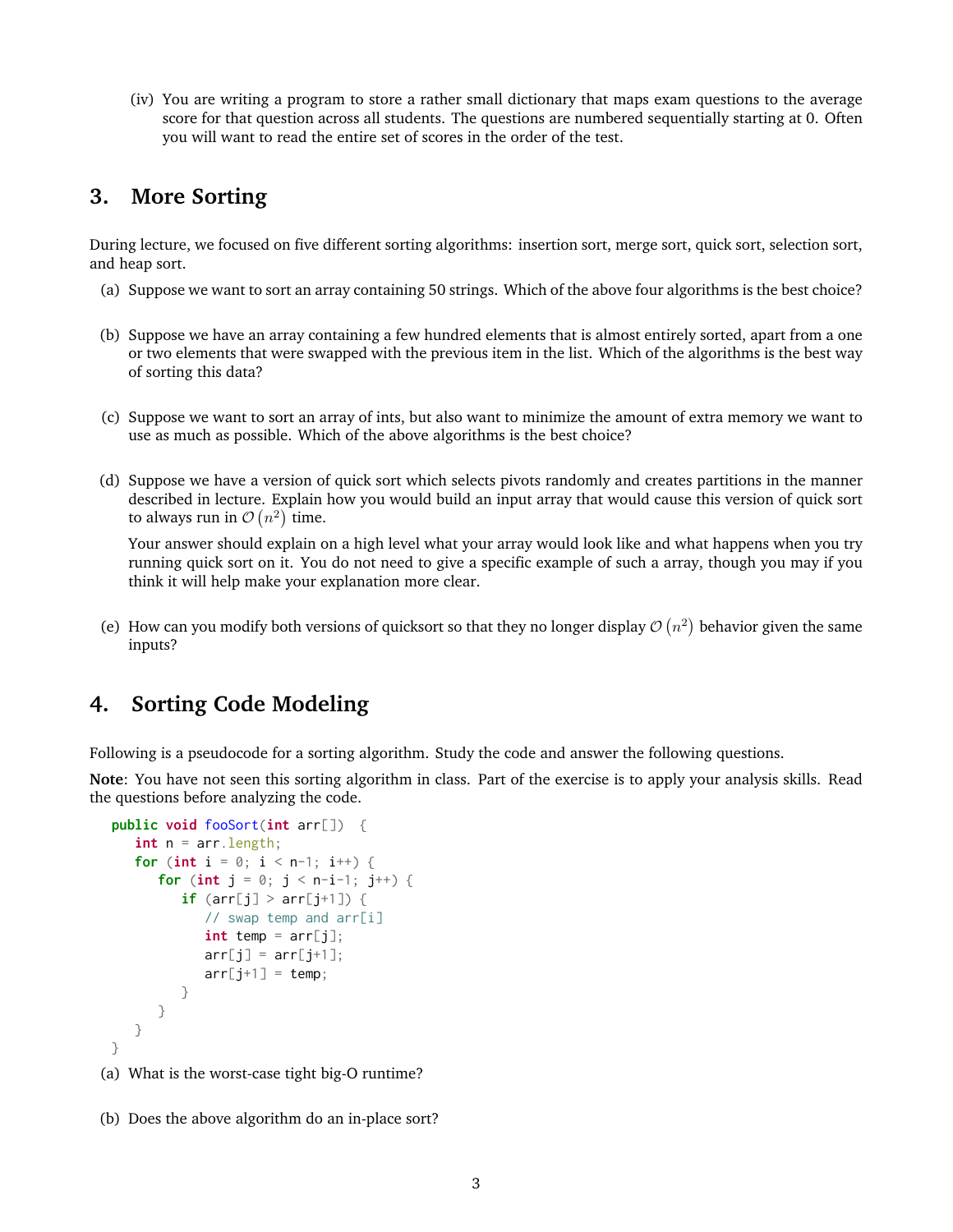(iv) You are writing a program to store a rather small dictionary that maps exam questions to the average score for that question across all students. The questions are numbered sequentially starting at 0. Often you will want to read the entire set of scores in the order of the test.

## 3. More Sorting

During lecture, we focused on five different sorting algorithms: insertion sort, merge sort, quick sort, selection sort, and heap sort.

(a) Suppose we want to sort an array containing 50 strings. Which of the above four algorithms is the best choice?

(b) Suppose we have an array containing a few hundred elements that is almost entirely sorted, apart from a one or two elements that were swapped with the previous item in the list. Which of the algorithms is the best way of sorting this data?

(c) Suppose we want to sort an array of ints, but also want to minimize the amount of extra memory we want to use as much as possible. Which of the above algorithms is the best choice?

(d) Suppose we have a version of quick sort which selects pivots randomly and creates partitions in the manner described in lecture. Explain how you would build an input array that would cause this version of quick sort to always run in $\mathcal{O}\left(n^2\right)$ time.

Your answer should explain on a high level what your array would look like and what happens when you try running quick sort on it. You do not need to give a specific example of such a array, though you may if you think it will help make your explanation more clear.

(e) How can you modify both versions of quicksort so that they no longer display $\mathcal{O}\left(n^2\right)$ behavior given the same inputs?

## 4. Sorting Code Modeling

Following is a pseudocode for a sorting algorithm. Study the code and answer the following questions.

**Note**: You have not seen this sorting algorithm in class. Part of the exercise is to apply your analysis skills. Read the questions before analyzing the code.

```
public void fooSort(int arr[])  {
   int n = arr.length;
   for (int i = 0; i < n-1; i++) {
      for (int j = 0; j < n-i-1; j++) {
         if (arr[j] > arr[j+1]) {
            // swap temp and arr[i]
            int temp = arr[j];
            arr[j] = arr[j+1];
            arr[j+1] = temp;
         }
      }
   }
}
```

(a) What is the worst-case tight big-O runtime?

(b) Does the above algorithm do an in-place sort?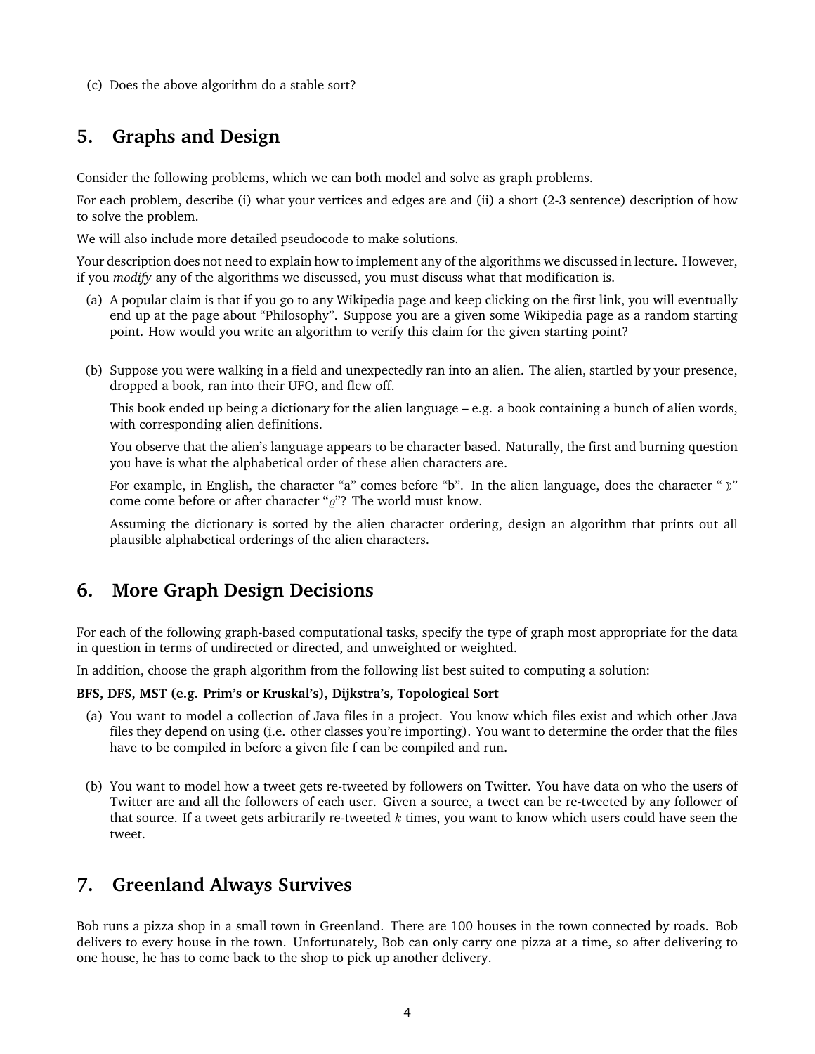(c) Does the above algorithm do a stable sort?

## 5. Graphs and Design

Consider the following problems, which we can both model and solve as graph problems.

For each problem, describe (i) what your vertices and edges are and (ii) a short (2-3 sentence) description of how to solve the problem.

We will also include more detailed pseudocode to make solutions.

Your description does not need to explain how to implement any of the algorithms we discussed in lecture. However, if you *modify* any of the algorithms we discussed, you must discuss what that modification is.

(a) A popular claim is that if you go to any Wikipedia page and keep clicking on the first link, you will eventually end up at the page about "Philosophy". Suppose you are a given some Wikipedia page as a random starting point. How would you write an algorithm to verify this claim for the given starting point?

(b) Suppose you were walking in a field and unexpectedly ran into an alien. The alien, startled by your presence, dropped a book, ran into their UFO, and flew off.

This book ended up being a dictionary for the alien language – e.g. a book containing a bunch of alien words, with corresponding alien definitions.

You observe that the alien's language appears to be character based. Naturally, the first and burning question you have is what the alphabetical order of these alien characters are.

For example, in English, the character "a" comes before "b". In the alien language, does the character "$\mathfrak{D}$" come come before or after character "$\varrho$"? The world must know.

Assuming the dictionary is sorted by the alien character ordering, design an algorithm that prints out all plausible alphabetical orderings of the alien characters.

## 6. More Graph Design Decisions

For each of the following graph-based computational tasks, specify the type of graph most appropriate for the data in question in terms of undirected or directed, and unweighted or weighted.

In addition, choose the graph algorithm from the following list best suited to computing a solution:

**BFS, DFS, MST (e.g. Prim's or Kruskal's), Dijkstra's, Topological Sort**

(a) You want to model a collection of Java files in a project. You know which files exist and which other Java files they depend on using (i.e. other classes you're importing). You want to determine the order that the files have to be compiled in before a given file f can be compiled and run.

(b) You want to model how a tweet gets re-tweeted by followers on Twitter. You have data on who the users of Twitter are and all the followers of each user. Given a source, a tweet can be re-tweeted by any follower of that source. If a tweet gets arbitrarily re-tweeted $k$ times, you want to know which users could have seen the tweet.

## 7. Greenland Always Survives

Bob runs a pizza shop in a small town in Greenland. There are 100 houses in the town connected by roads. Bob delivers to every house in the town. Unfortunately, Bob can only carry one pizza at a time, so after delivering to one house, he has to come back to the shop to pick up another delivery.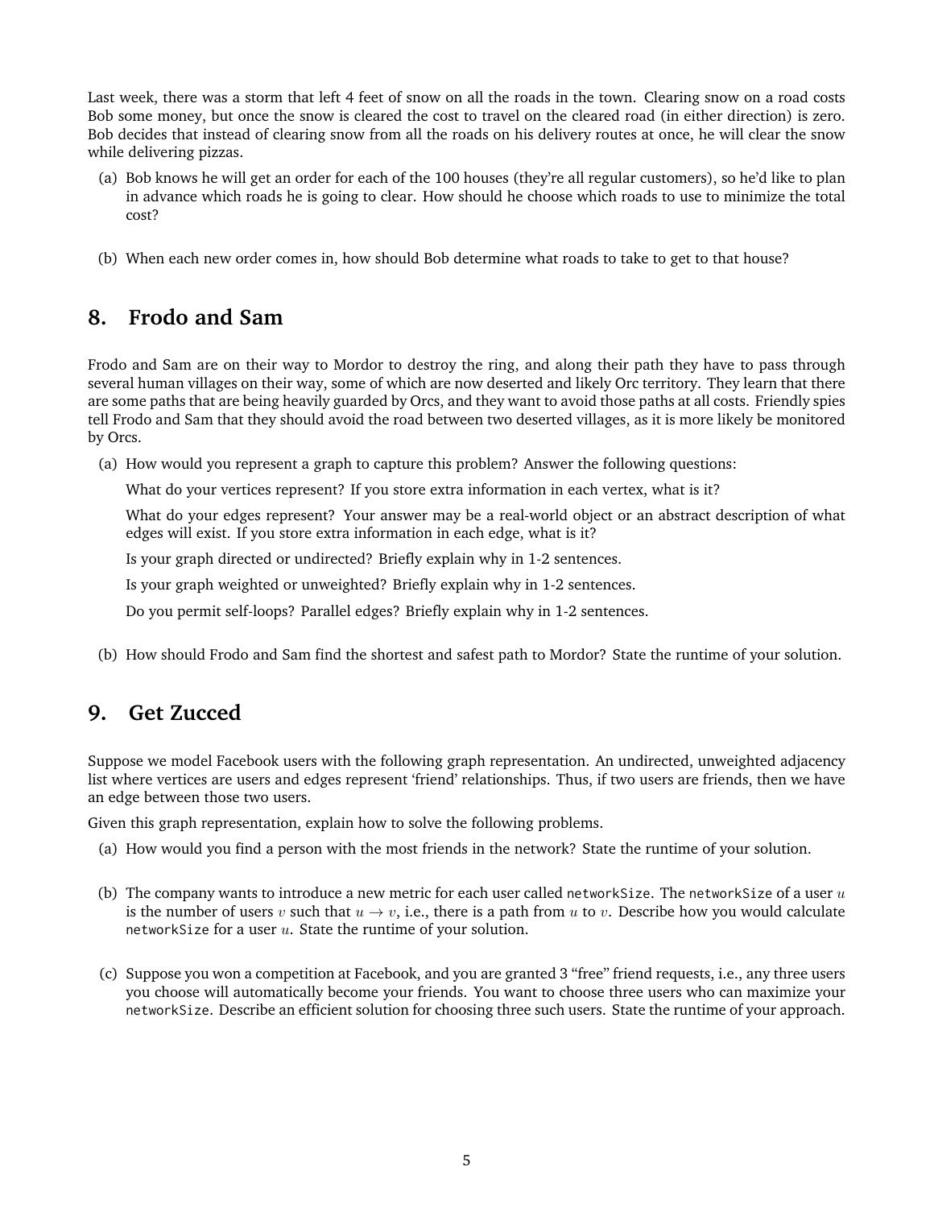Last week, there was a storm that left 4 feet of snow on all the roads in the town. Clearing snow on a road costs Bob some money, but once the snow is cleared the cost to travel on the cleared road (in either direction) is zero. Bob decides that instead of clearing snow from all the roads on his delivery routes at once, he will clear the snow while delivering pizzas.

(a) Bob knows he will get an order for each of the 100 houses (they're all regular customers), so he'd like to plan in advance which roads he is going to clear. How should he choose which roads to use to minimize the total cost?

(b) When each new order comes in, how should Bob determine what roads to take to get to that house?

## 8. Frodo and Sam

Frodo and Sam are on their way to Mordor to destroy the ring, and along their path they have to pass through several human villages on their way, some of which are now deserted and likely Orc territory. They learn that there are some paths that are being heavily guarded by Orcs, and they want to avoid those paths at all costs. Friendly spies tell Frodo and Sam that they should avoid the road between two deserted villages, as it is more likely be monitored by Orcs.

(a) How would you represent a graph to capture this problem? Answer the following questions:

What do your vertices represent? If you store extra information in each vertex, what is it?

What do your edges represent? Your answer may be a real-world object or an abstract description of what edges will exist. If you store extra information in each edge, what is it?

Is your graph directed or undirected? Briefly explain why in 1-2 sentences.

Is your graph weighted or unweighted? Briefly explain why in 1-2 sentences.

Do you permit self-loops? Parallel edges? Briefly explain why in 1-2 sentences.

(b) How should Frodo and Sam find the shortest and safest path to Mordor? State the runtime of your solution.

## 9. Get Zucced

Suppose we model Facebook users with the following graph representation. An undirected, unweighted adjacency list where vertices are users and edges represent 'friend' relationships. Thus, if two users are friends, then we have an edge between those two users.

Given this graph representation, explain how to solve the following problems.

(a) How would you find a person with the most friends in the network? State the runtime of your solution.

(b) The company wants to introduce a new metric for each user called `networkSize`. The `networkSize` of a user $u$ is the number of users $v$ such that $u \to v$, i.e., there is a path from $u$ to $v$. Describe how you would calculate `networkSize` for a user $u$. State the runtime of your solution.

(c) Suppose you won a competition at Facebook, and you are granted 3 "free" friend requests, i.e., any three users you choose will automatically become your friends. You want to choose three users who can maximize your `networkSize`. Describe an efficient solution for choosing three such users. State the runtime of your approach.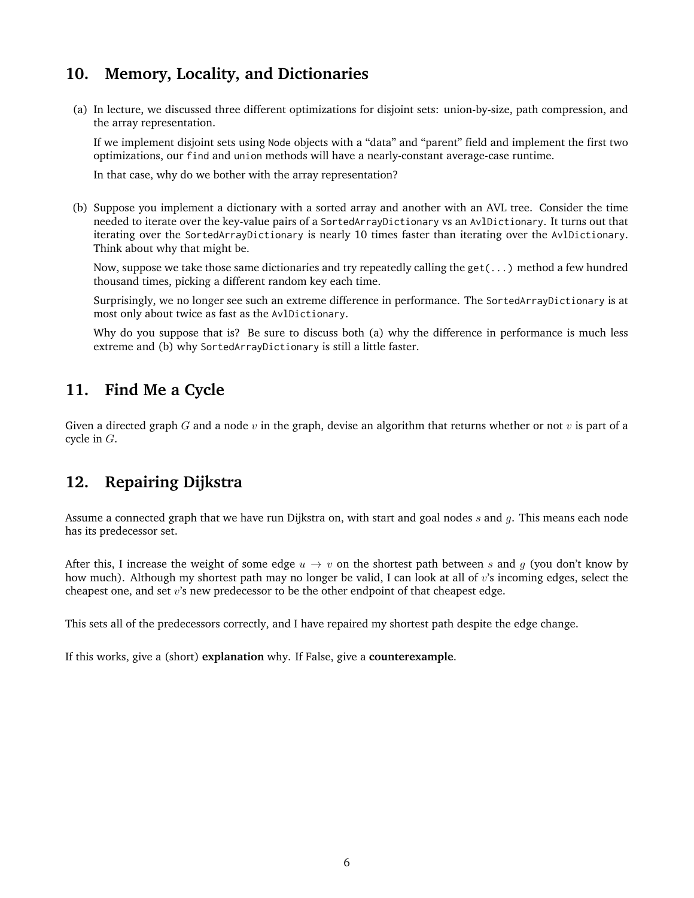## 10. Memory, Locality, and Dictionaries

(a) In lecture, we discussed three different optimizations for disjoint sets: union-by-size, path compression, and the array representation.

If we implement disjoint sets using `Node` objects with a "data" and "parent" field and implement the first two optimizations, our `find` and `union` methods will have a nearly-constant average-case runtime.

In that case, why do we bother with the array representation?

(b) Suppose you implement a dictionary with a sorted array and another with an AVL tree. Consider the time needed to iterate over the key-value pairs of a `SortedArrayDictionary` vs an `AvlDictionary`. It turns out that iterating over the `SortedArrayDictionary` is nearly 10 times faster than iterating over the `AvlDictionary`. Think about why that might be.

Now, suppose we take those same dictionaries and try repeatedly calling the `get(...)` method a few hundred thousand times, picking a different random key each time.

Surprisingly, we no longer see such an extreme difference in performance. The `SortedArrayDictionary` is at most only about twice as fast as the `AvlDictionary`.

Why do you suppose that is? Be sure to discuss both (a) why the difference in performance is much less extreme and (b) why `SortedArrayDictionary` is still a little faster.

## 11. Find Me a Cycle

Given a directed graph $G$ and a node $v$ in the graph, devise an algorithm that returns whether or not $v$ is part of a cycle in $G$.

## 12. Repairing Dijkstra

Assume a connected graph that we have run Dijkstra on, with start and goal nodes $s$ and $g$. This means each node has its predecessor set.

After this, I increase the weight of some edge $u \to v$ on the shortest path between $s$ and $g$ (you don't know by how much). Although my shortest path may no longer be valid, I can look at all of $v$'s incoming edges, select the cheapest one, and set $v$'s new predecessor to be the other endpoint of that cheapest edge.

This sets all of the predecessors correctly, and I have repaired my shortest path despite the edge change.

If this works, give a (short) **explanation** why. If False, give a **counterexample**.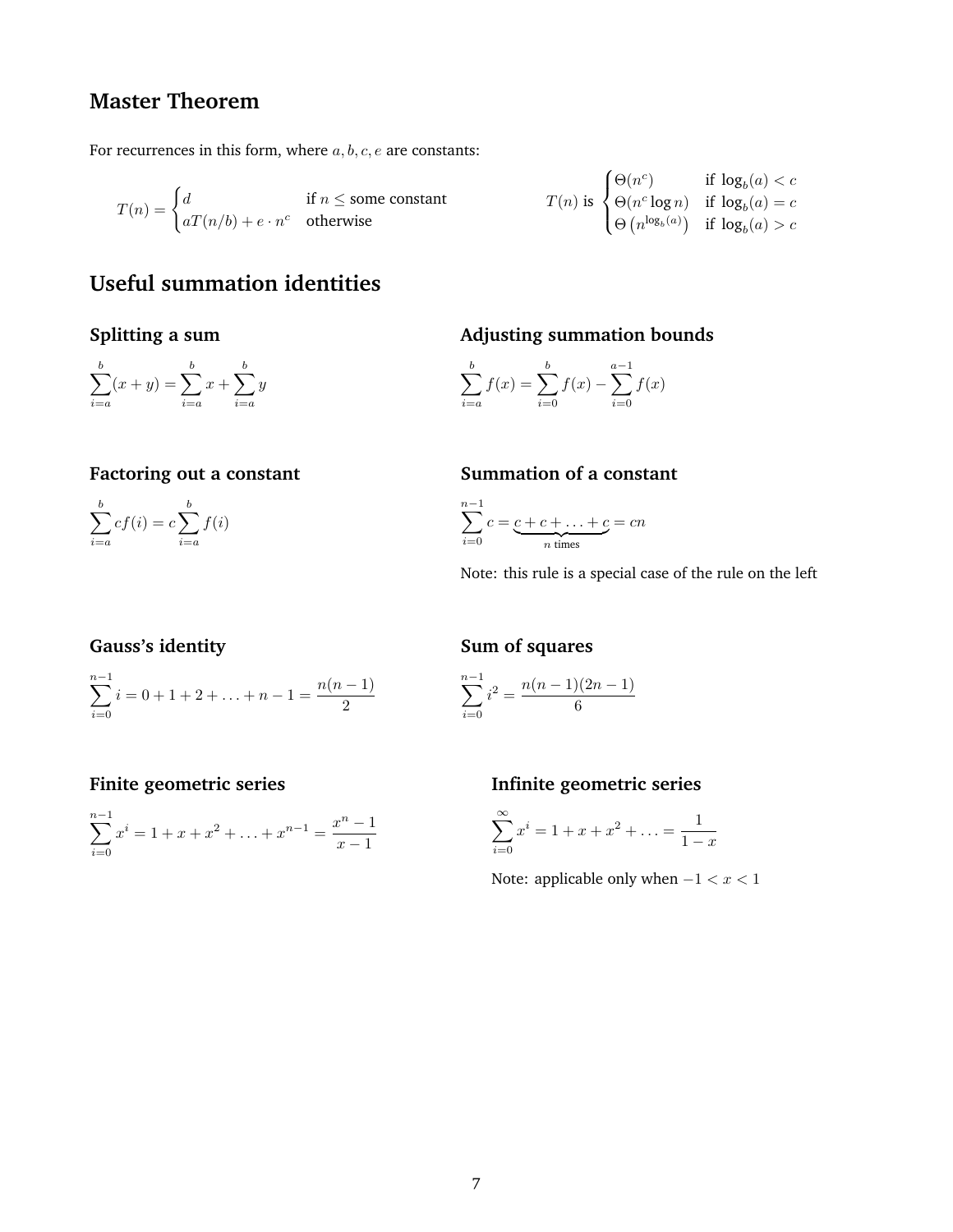## Master Theorem

For recurrences in this form, where $a, b, c, e$ are constants:

$$T(n) = \begin{cases} d & \text{if } n \leq \text{some constant} \\ aT(n/b) + e \cdot n^c & \text{otherwise} \end{cases}$$

$$T(n) \text{ is } \begin{cases} \Theta(n^c) & \text{if } \log_b(a) < c \\ \Theta(n^c \log n) & \text{if } \log_b(a) = c \\ \Theta\left(n^{\log_b(a)}\right) & \text{if } \log_b(a) > c \end{cases}$$

## Useful summation identities

### Splitting a sum

$$\sum_{i=a}^{b}(x + y) = \sum_{i=a}^{b} x + \sum_{i=a}^{b} y$$

### Adjusting summation bounds

$$\sum_{i=a}^{b} f(x) = \sum_{i=0}^{b} f(x) - \sum_{i=0}^{a-1} f(x)$$

### Factoring out a constant

$$\sum_{i=a}^{b} cf(i) = c\sum_{i=a}^{b} f(i)$$

### Summation of a constant

$$\sum_{i=0}^{n-1} c = \underbrace{c + c + \ldots + c}_{n \text{ times}} = cn$$

Note: this rule is a special case of the rule on the left

### Gauss's identity

$$\sum_{i=0}^{n-1} i = 0 + 1 + 2 + \ldots + n - 1 = \frac{n(n-1)}{2}$$

### Sum of squares

$$\sum_{i=0}^{n-1} i^2 = \frac{n(n-1)(2n-1)}{6}$$

### Finite geometric series

$$\sum_{i=0}^{n-1} x^i = 1 + x + x^2 + \ldots + x^{n-1} = \frac{x^n - 1}{x - 1}$$

### Infinite geometric series

$$\sum_{i=0}^{\infty} x^i = 1 + x + x^2 + \ldots = \frac{1}{1-x}$$

Note: applicable only when $-1 < x < 1$